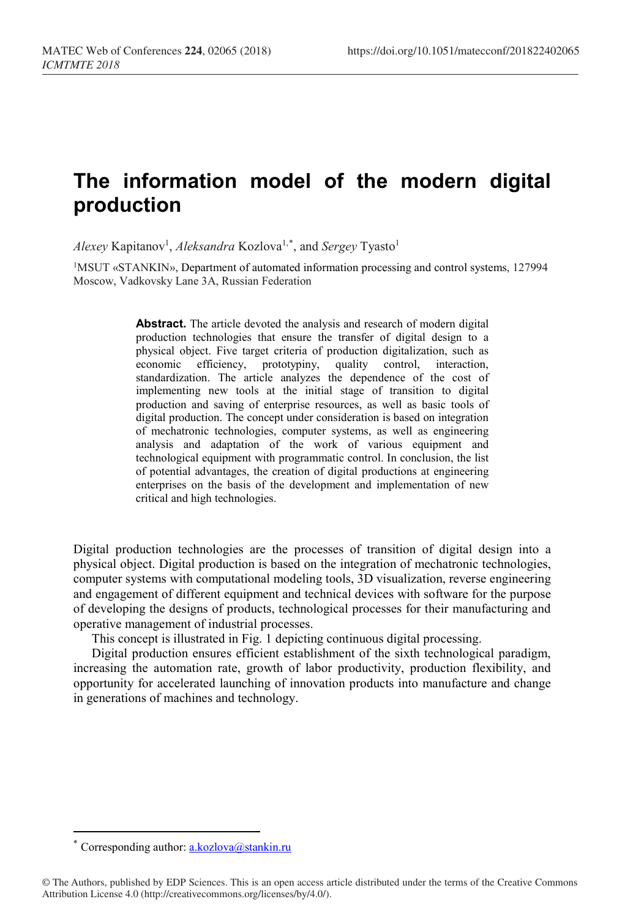# The information model of the modern digital production

*Alexey* Kapitanov[1], *Aleksandra* Kozlova[1,*], and *Sergey* Tyasto[1]

[1]MSUT «STANKIN», Department of automated information processing and control systems, 127994 Moscow, Vadkovsky Lane 3A, Russian Federation

**Abstract.** The article devoted the analysis and research of modern digital production technologies that ensure the transfer of digital design to a physical object. Five target criteria of production digitalization, such as economic efficiency, prototypiny, quality control, interaction, standardization. The article analyzes the dependence of the cost of implementing new tools at the initial stage of transition to digital production and saving of enterprise resources, as well as basic tools of digital production. The concept under consideration is based on integration of mechatronic technologies, computer systems, as well as engineering analysis and adaptation of the work of various equipment and technological equipment with programmatic control. In conclusion, the list of potential advantages, the creation of digital productions at engineering enterprises on the basis of the development and implementation of new critical and high technologies.

Digital production technologies are the processes of transition of digital design into a physical object. Digital production is based on the integration of mechatronic technologies, computer systems with computational modeling tools, 3D visualization, reverse engineering and engagement of different equipment and technical devices with software for the purpose of developing the designs of products, technological processes for their manufacturing and operative management of industrial processes.

This concept is illustrated in Fig. 1 depicting continuous digital processing.

Digital production ensures efficient establishment of the sixth technological paradigm, increasing the automation rate, growth of labor productivity, production flexibility, and opportunity for accelerated launching of innovation products into manufacture and change in generations of machines and technology.

[*] Corresponding author: a.kozlova@stankin.ru

© The Authors, published by EDP Sciences. This is an open access article distributed under the terms of the Creative Commons Attribution License 4.0 (http://creativecommons.org/licenses/by/4.0/).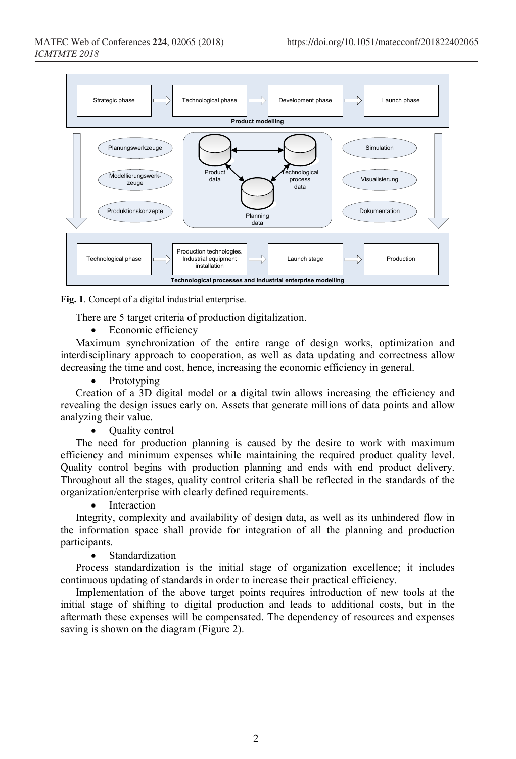Fig. 1. Concept of a digital industrial enterprise.

There are 5 target criteria of production digitalization.

- Economic efficiency

Maximum synchronization of the entire range of design works, optimization and interdisciplinary approach to cooperation, as well as data updating and correctness allow decreasing the time and cost, hence, increasing the economic efficiency in general.

- Prototyping

Creation of a 3D digital model or a digital twin allows increasing the efficiency and revealing the design issues early on. Assets that generate millions of data points and allow analyzing their value.

- Quality control

The need for production planning is caused by the desire to work with maximum efficiency and minimum expenses while maintaining the required product quality level. Quality control begins with production planning and ends with end product delivery. Throughout all the stages, quality control criteria shall be reflected in the standards of the organization/enterprise with clearly defined requirements.

- Interaction

Integrity, complexity and availability of design data, as well as its unhindered flow in the information space shall provide for integration of all the planning and production participants.

- Standardization

Process standardization is the initial stage of organization excellence; it includes continuous updating of standards in order to increase their practical efficiency.

Implementation of the above target points requires introduction of new tools at the initial stage of shifting to digital production and leads to additional costs, but in the aftermath these expenses will be compensated. The dependency of resources and expenses saving is shown on the diagram (Figure 2).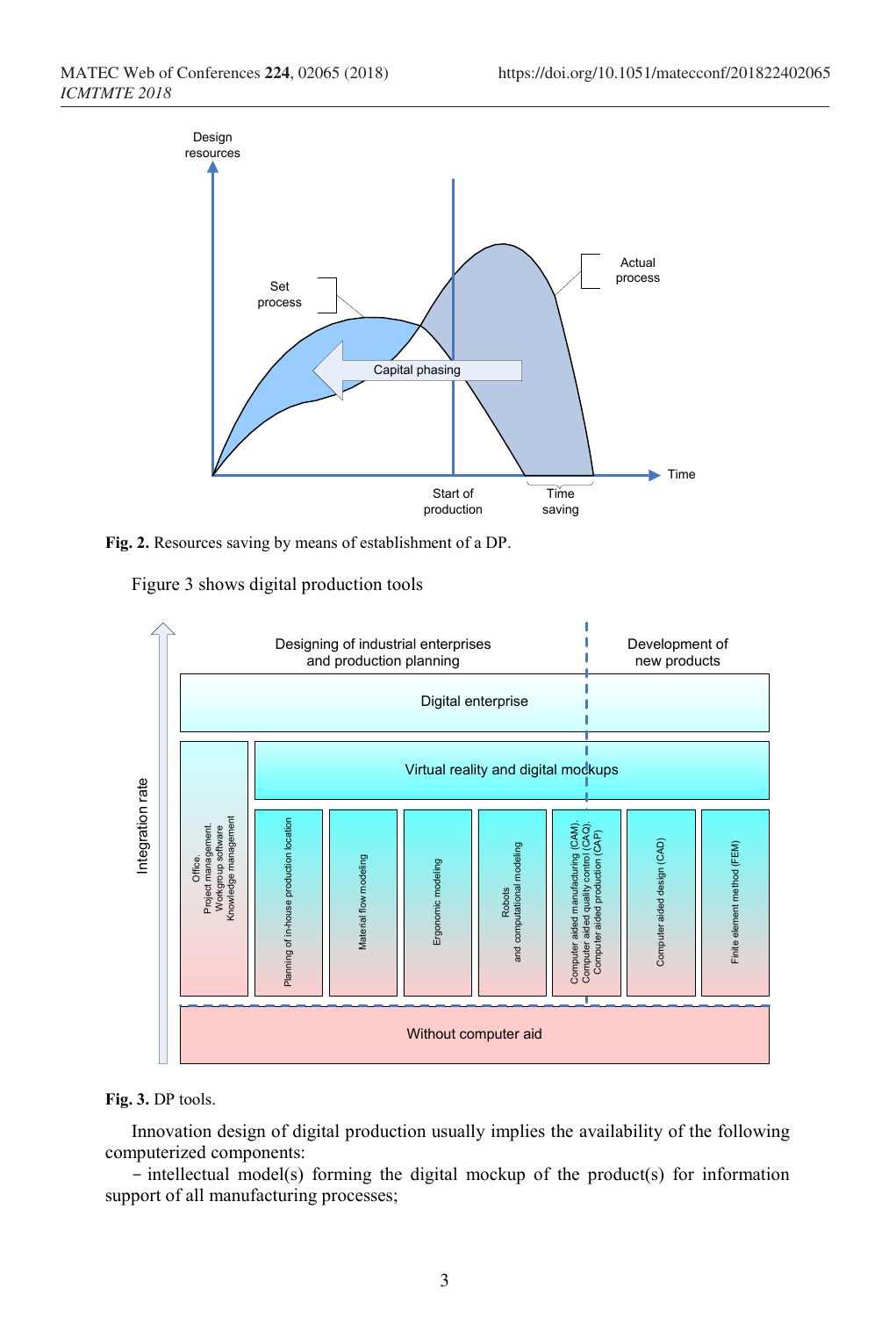**Fig. 2.** Resources saving by means of establishment of a DP.

Figure 3 shows digital production tools

**Fig. 3.** DP tools.

Innovation design of digital production usually implies the availability of the following computerized components:

− intellectual model(s) forming the digital mockup of the product(s) for information support of all manufacturing processes;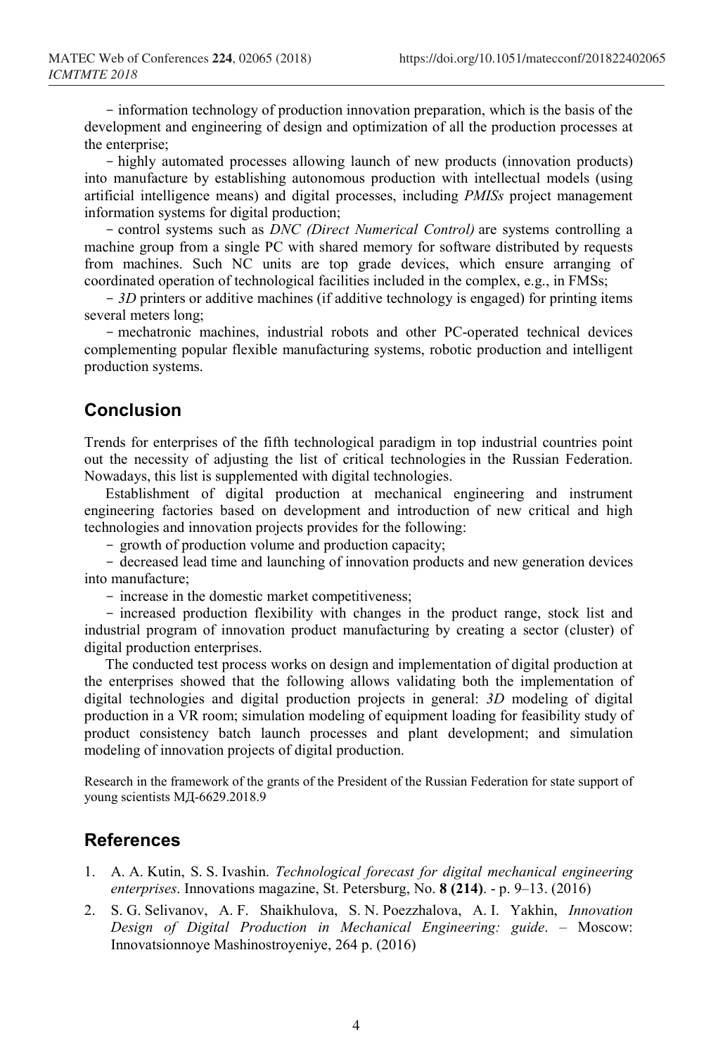– information technology of production innovation preparation, which is the basis of the development and engineering of design and optimization of all the production processes at the enterprise;

– highly automated processes allowing launch of new products (innovation products) into manufacture by establishing autonomous production with intellectual models (using artificial intelligence means) and digital processes, including *PMISs* project management information systems for digital production;

– control systems such as *DNC (Direct Numerical Control)* are systems controlling a machine group from a single PC with shared memory for software distributed by requests from machines. Such NC units are top grade devices, which ensure arranging of coordinated operation of technological facilities included in the complex, e.g., in FMSs;

– *3D* printers or additive machines (if additive technology is engaged) for printing items several meters long;

– mechatronic machines, industrial robots and other PC-operated technical devices complementing popular flexible manufacturing systems, robotic production and intelligent production systems.

## Conclusion

Trends for enterprises of the fifth technological paradigm in top industrial countries point out the necessity of adjusting the list of critical technologies in the Russian Federation. Nowadays, this list is supplemented with digital technologies.

Establishment of digital production at mechanical engineering and instrument engineering factories based on development and introduction of new critical and high technologies and innovation projects provides for the following:

– growth of production volume and production capacity;

– decreased lead time and launching of innovation products and new generation devices into manufacture;

– increase in the domestic market competitiveness;

– increased production flexibility with changes in the product range, stock list and industrial program of innovation product manufacturing by creating a sector (cluster) of digital production enterprises.

The conducted test process works on design and implementation of digital production at the enterprises showed that the following allows validating both the implementation of digital technologies and digital production projects in general: *3D* modeling of digital production in a VR room; simulation modeling of equipment loading for feasibility study of product consistency batch launch processes and plant development; and simulation modeling of innovation projects of digital production.

Research in the framework of the grants of the President of the Russian Federation for state support of young scientists МД-6629.2018.9

## References

1. A. A. Kutin, S. S. Ivashin. *Technological forecast for digital mechanical engineering enterprises*. Innovations magazine, St. Petersburg, No. **8 (214)**. - p. 9–13. (2016)
2. S. G. Selivanov, A. F. Shaikhulova, S. N. Poezzhalova, A. I. Yakhin, *Innovation Design of Digital Production in Mechanical Engineering: guide*. – Moscow: Innovatsionnoye Mashinostroyeniye, 264 p. (2016)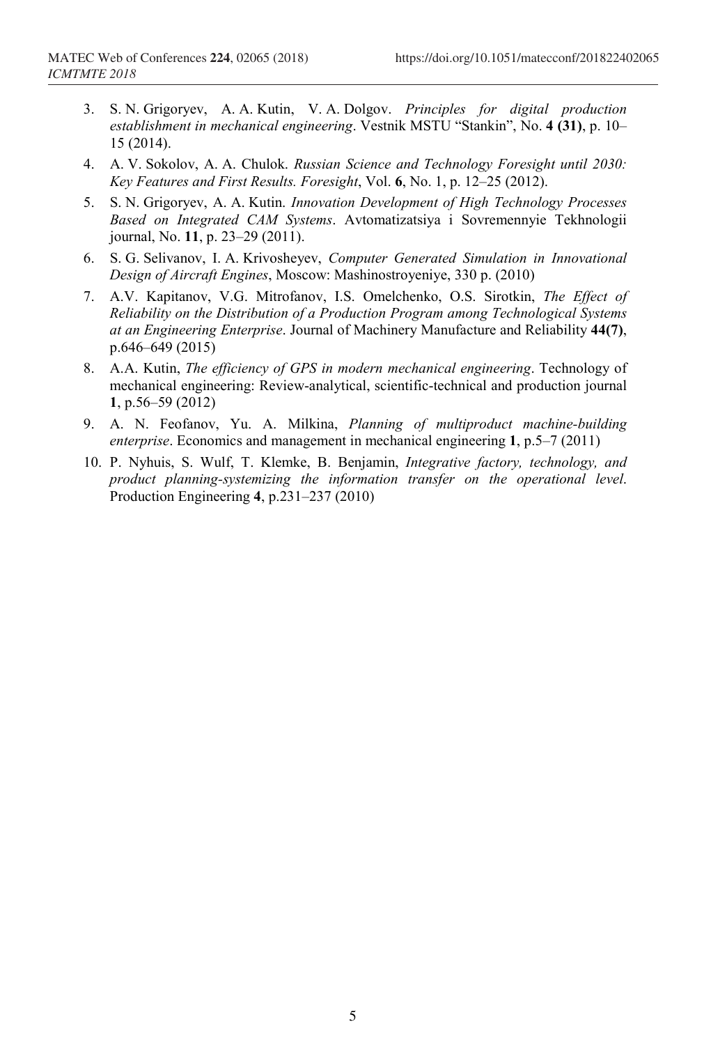3. S. N. Grigoryev, A. A. Kutin, V. A. Dolgov. *Principles for digital production establishment in mechanical engineering*. Vestnik MSTU "Stankin", No. **4 (31)**, p. 10–15 (2014).
4. A. V. Sokolov, A. A. Chulok. *Russian Science and Technology Foresight until 2030: Key Features and First Results. Foresight*, Vol. **6**, No. 1, p. 12–25 (2012).
5. S. N. Grigoryev, A. A. Kutin. *Innovation Development of High Technology Processes Based on Integrated CAM Systems*. Avtomatizatsiya i Sovremennyie Tekhnologii journal, No. **11**, p. 23–29 (2011).
6. S. G. Selivanov, I. A. Krivosheyev, *Computer Generated Simulation in Innovational Design of Aircraft Engines*, Moscow: Mashinostroyeniye, 330 p. (2010)
7. A.V. Kapitanov, V.G. Mitrofanov, I.S. Omelchenko, O.S. Sirotkin, *The Effect of Reliability on the Distribution of a Production Program among Technological Systems at an Engineering Enterprise*. Journal of Machinery Manufacture and Reliability **44(7)**, p.646–649 (2015)
8. A.A. Kutin, *The efficiency of GPS in modern mechanical engineering*. Technology of mechanical engineering: Review-analytical, scientific-technical and production journal **1**, p.56–59 (2012)
9. A. N. Feofanov, Yu. A. Milkina, *Planning of multiproduct machine-building enterprise*. Economics and management in mechanical engineering **1**, p.5–7 (2011)
10. P. Nyhuis, S. Wulf, T. Klemke, B. Benjamin, *Integrative factory, technology, and product planning-systemizing the information transfer on the operational level*. Production Engineering **4**, p.231–237 (2010)